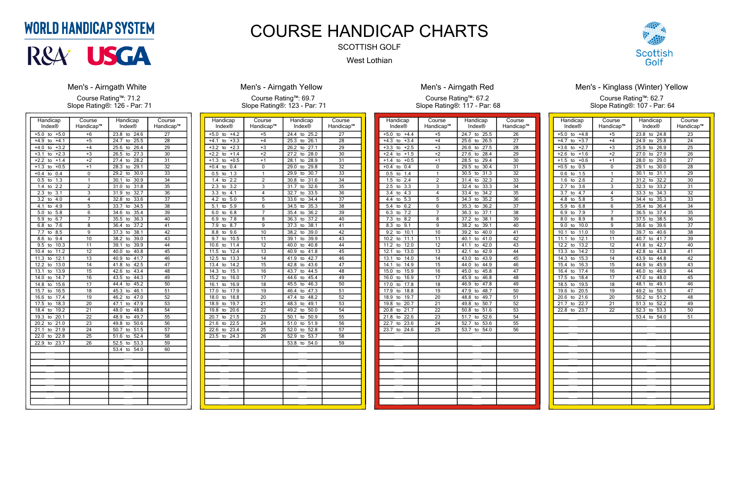WORLD HANDICAP SYSTEM

R&A USGA

# COURSE HANDICAP CHARTS

SCOTTISH GOLF

West Lothian

Scottish Golf

## Men's - Airngath White

Course Rating™: 71.2
Slope Rating®: 126 - Par: 71

| Handicap Index® | Course Handicap™ | Handicap Index® | Course Handicap™ |
|---|---|---|---|
| +5.0 to +5.0 | +6 | 23.8 to 24.6 | 27 |
| +4.9 to +4.1 | +5 | 24.7 to 25.5 | 28 |
| +4.0 to +3.2 | +4 | 25.6 to 26.4 | 29 |
| +3.1 to +2.3 | +3 | 26.5 to 27.3 | 30 |
| +2.2 to +1.4 | +2 | 27.4 to 28.2 | 31 |
| +1.3 to +0.5 | +1 | 28.3 to 29.1 | 32 |
| +0.4 to 0.4 | 0 | 29.2 to 30.0 | 33 |
| 0.5 to 1.3 | 1 | 30.1 to 30.9 | 34 |
| 1.4 to 2.2 | 2 | 31.0 to 31.8 | 35 |
| 2.3 to 3.1 | 3 | 31.9 to 32.7 | 36 |
| 3.2 to 4.0 | 4 | 32.8 to 33.6 | 37 |
| 4.1 to 4.9 | 5 | 33.7 to 34.5 | 38 |
| 5.0 to 5.8 | 6 | 34.6 to 35.4 | 39 |
| 5.9 to 6.7 | 7 | 35.5 to 36.3 | 40 |
| 6.8 to 7.6 | 8 | 36.4 to 37.2 | 41 |
| 7.7 to 8.5 | 9 | 37.3 to 38.1 | 42 |
| 8.6 to 9.4 | 10 | 38.2 to 39.0 | 43 |
| 9.5 to 10.3 | 11 | 39.1 to 39.9 | 44 |
| 10.4 to 11.2 | 12 | 40.0 to 40.8 | 45 |
| 11.3 to 12.1 | 13 | 40.9 to 41.7 | 46 |
| 12.2 to 13.0 | 14 | 41.8 to 42.5 | 47 |
| 13.1 to 13.9 | 15 | 42.6 to 43.4 | 48 |
| 14.0 to 14.7 | 16 | 43.5 to 44.3 | 49 |
| 14.8 to 15.6 | 17 | 44.4 to 45.2 | 50 |
| 15.7 to 16.5 | 18 | 45.3 to 46.1 | 51 |
| 16.6 to 17.4 | 19 | 46.2 to 47.0 | 52 |
| 17.5 to 18.3 | 20 | 47.1 to 47.9 | 53 |
| 18.4 to 19.2 | 21 | 48.0 to 48.8 | 54 |
| 19.3 to 20.1 | 22 | 48.9 to 49.7 | 55 |
| 20.2 to 21.0 | 23 | 49.8 to 50.6 | 56 |
| 21.1 to 21.9 | 24 | 50.7 to 51.5 | 57 |
| 22.0 to 22.8 | 25 | 51.6 to 52.4 | 58 |
| 22.9 to 23.7 | 26 | 52.5 to 53.3 | 59 |
| | | 53.4 to 54.0 | 60 |

## Men's - Airngath Yellow

Course Rating™: 69.7
Slope Rating®: 123 - Par: 71

| Handicap Index® | Course Handicap™ | Handicap Index® | Course Handicap™ |
|---|---|---|---|
| +5.0 to +4.2 | +5 | 24.4 to 25.2 | 27 |
| +4.1 to +3.3 | +4 | 25.3 to 26.1 | 28 |
| +3.2 to +2.3 | +3 | 26.2 to 27.1 | 29 |
| +2.2 to +1.4 | +2 | 27.2 to 28.0 | 30 |
| +1.3 to +0.5 | +1 | 28.1 to 28.9 | 31 |
| +0.4 to 0.4 | 0 | 29.0 to 29.8 | 32 |
| 0.5 to 1.3 | 1 | 29.9 to 30.7 | 33 |
| 1.4 to 2.2 | 2 | 30.8 to 31.6 | 34 |
| 2.3 to 3.2 | 3 | 31.7 to 32.6 | 35 |
| 3.3 to 4.1 | 4 | 32.7 to 33.5 | 36 |
| 4.2 to 5.0 | 5 | 33.6 to 34.4 | 37 |
| 5.1 to 5.9 | 6 | 34.5 to 35.3 | 38 |
| 6.0 to 6.8 | 7 | 35.4 to 36.2 | 39 |
| 6.9 to 7.8 | 8 | 36.3 to 37.2 | 40 |
| 7.9 to 8.7 | 9 | 37.3 to 38.1 | 41 |
| 8.8 to 9.6 | 10 | 38.2 to 39.0 | 42 |
| 9.7 to 10.5 | 11 | 39.1 to 39.9 | 43 |
| 10.6 to 11.4 | 12 | 40.0 to 40.8 | 44 |
| 11.5 to 12.4 | 13 | 40.9 to 41.8 | 45 |
| 12.5 to 13.3 | 14 | 41.9 to 42.7 | 46 |
| 13.4 to 14.2 | 15 | 42.8 to 43.6 | 47 |
| 14.3 to 15.1 | 16 | 43.7 to 44.5 | 48 |
| 15.2 to 16.0 | 17 | 44.6 to 45.4 | 49 |
| 16.1 to 16.9 | 18 | 45.5 to 46.3 | 50 |
| 17.0 to 17.9 | 19 | 46.4 to 47.3 | 51 |
| 18.0 to 18.8 | 20 | 47.4 to 48.2 | 52 |
| 18.9 to 19.7 | 21 | 48.3 to 49.1 | 53 |
| 19.8 to 20.6 | 22 | 49.2 to 50.0 | 54 |
| 20.7 to 21.5 | 23 | 50.1 to 50.9 | 55 |
| 21.6 to 22.5 | 24 | 51.0 to 51.9 | 56 |
| 22.6 to 23.4 | 25 | 52.0 to 52.8 | 57 |
| 23.5 to 24.3 | 26 | 52.9 to 53.7 | 58 |
| | | 53.8 to 54.0 | 59 |

## Men's - Airngath Red

Course Rating™: 67.2
Slope Rating®: 117 - Par: 68

| Handicap Index® | Course Handicap™ | Handicap Index® | Course Handicap™ |
|---|---|---|---|
| +5.0 to +4.4 | +5 | 24.7 to 25.5 | 26 |
| +4.3 to +3.4 | +4 | 25.6 to 26.5 | 27 |
| +3.3 to +2.5 | +3 | 26.6 to 27.5 | 28 |
| +2.4 to +1.5 | +2 | 27.6 to 28.4 | 29 |
| +1.4 to +0.5 | +1 | 28.5 to 29.4 | 30 |
| +0.4 to 0.4 | 0 | 29.5 to 30.4 | 31 |
| 0.5 to 1.4 | 1 | 30.5 to 31.3 | 32 |
| 1.5 to 2.4 | 2 | 31.4 to 32.3 | 33 |
| 2.5 to 3.3 | 3 | 32.4 to 33.3 | 34 |
| 3.4 to 4.3 | 4 | 33.4 to 34.2 | 35 |
| 4.4 to 5.3 | 5 | 34.3 to 35.2 | 36 |
| 5.4 to 6.2 | 6 | 35.3 to 36.2 | 37 |
| 6.3 to 7.2 | 7 | 36.3 to 37.1 | 38 |
| 7.3 to 8.2 | 8 | 37.2 to 38.1 | 39 |
| 8.3 to 9.1 | 9 | 38.2 to 39.1 | 40 |
| 9.2 to 10.1 | 10 | 39.2 to 40.0 | 41 |
| 10.2 to 11.1 | 11 | 40.1 to 41.0 | 42 |
| 11.2 to 12.0 | 12 | 41.1 to 42.0 | 43 |
| 12.1 to 13.0 | 13 | 42.1 to 42.9 | 44 |
| 13.1 to 14.0 | 14 | 43.0 to 43.9 | 45 |
| 14.1 to 14.9 | 15 | 44.0 to 44.9 | 46 |
| 15.0 to 15.9 | 16 | 45.0 to 45.8 | 47 |
| 16.0 to 16.9 | 17 | 45.9 to 46.8 | 48 |
| 17.0 to 17.8 | 18 | 46.9 to 47.8 | 49 |
| 17.9 to 18.8 | 19 | 47.9 to 48.7 | 50 |
| 18.9 to 19.7 | 20 | 48.8 to 49.7 | 51 |
| 19.8 to 20.7 | 21 | 49.8 to 50.7 | 52 |
| 20.8 to 21.7 | 22 | 50.8 to 51.6 | 53 |
| 21.8 to 22.6 | 23 | 51.7 to 52.6 | 54 |
| 22.7 to 23.6 | 24 | 52.7 to 53.6 | 55 |
| 23.7 to 24.6 | 25 | 53.7 to 54.0 | 56 |

## Men's - Kinglass (Winter) Yellow

Course Rating™: 62.7
Slope Rating®: 107 - Par: 64

| Handicap Index® | Course Handicap™ | Handicap Index® | Course Handicap™ |
|---|---|---|---|
| +5.0 to +4.8 | +5 | 23.8 to 24.8 | 23 |
| +4.7 to +3.7 | +4 | 24.9 to 25.8 | 24 |
| +3.6 to +2.7 | +3 | 25.9 to 26.9 | 25 |
| +2.6 to +1.6 | +2 | 27.0 to 27.9 | 26 |
| +1.5 to +0.6 | +1 | 28.0 to 29.0 | 27 |
| +0.5 to 0.5 | 0 | 29.1 to 30.0 | 28 |
| 0.6 to 1.5 | 1 | 30.1 to 31.1 | 29 |
| 1.6 to 2.6 | 2 | 31.2 to 32.2 | 30 |
| 2.7 to 3.6 | 3 | 32.3 to 33.2 | 31 |
| 3.7 to 4.7 | 4 | 33.3 to 34.3 | 32 |
| 4.8 to 5.8 | 5 | 34.4 to 35.3 | 33 |
| 5.9 to 6.8 | 6 | 35.4 to 36.4 | 34 |
| 6.9 to 7.9 | 7 | 36.5 to 37.4 | 35 |
| 8.0 to 8.9 | 8 | 37.5 to 38.5 | 36 |
| 9.0 to 10.0 | 9 | 38.6 to 39.6 | 37 |
| 10.1 to 11.0 | 10 | 39.7 to 40.6 | 38 |
| 11.1 to 12.1 | 11 | 40.7 to 41.7 | 39 |
| 12.2 to 13.2 | 12 | 41.8 to 42.7 | 40 |
| 13.3 to 14.2 | 13 | 42.8 to 43.8 | 41 |
| 14.3 to 15.3 | 14 | 43.9 to 44.8 | 42 |
| 15.4 to 16.3 | 15 | 44.9 to 45.9 | 43 |
| 16.4 to 17.4 | 16 | 46.0 to 46.9 | 44 |
| 17.5 to 18.4 | 17 | 47.0 to 48.0 | 45 |
| 18.5 to 19.5 | 18 | 48.1 to 49.1 | 46 |
| 19.6 to 20.5 | 19 | 49.2 to 50.1 | 47 |
| 20.6 to 21.6 | 20 | 50.2 to 51.2 | 48 |
| 21.7 to 22.7 | 21 | 51.3 to 52.2 | 49 |
| 22.8 to 23.7 | 22 | 52.3 to 53.3 | 50 |
| | | 53.4 to 54.0 | 51 |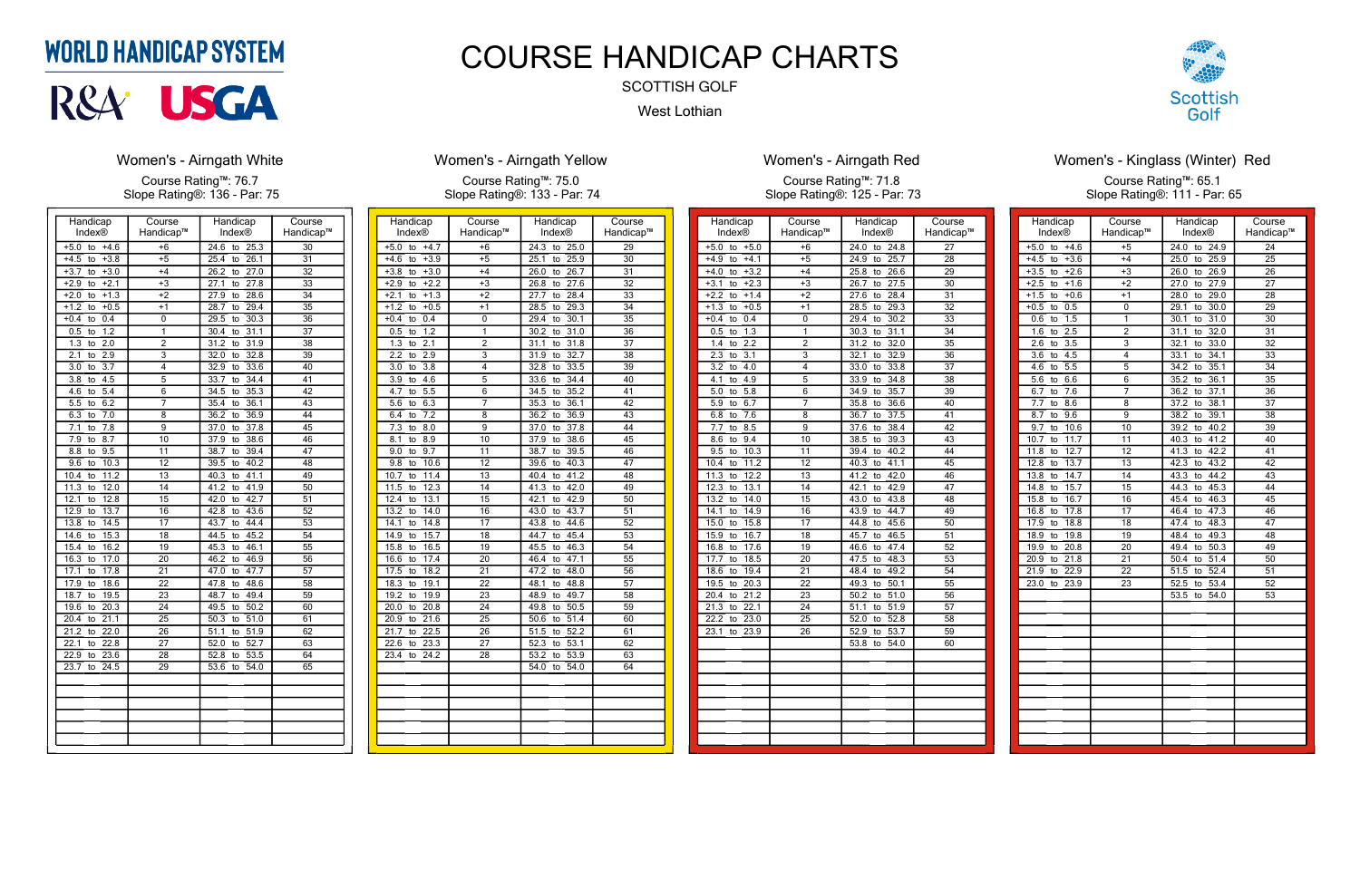# WORLD HANDICAP SYSTEM

R&A USGA

# COURSE HANDICAP CHARTS

SCOTTISH GOLF

West Lothian

Scottish Golf

## Women's - Airngath White

Course Rating™: 76.7
Slope Rating®: 136 - Par: 75

| Handicap Index® | Course Handicap™ | Handicap Index® | Course Handicap™ |
|---|---|---|---|
| +5.0 to +4.6 | +6 | 24.6 to 25.3 | 30 |
| +4.5 to +3.8 | +5 | 25.4 to 26.1 | 31 |
| +3.7 to +3.0 | +4 | 26.2 to 27.0 | 32 |
| +2.9 to +2.1 | +3 | 27.1 to 27.8 | 33 |
| +2.0 to +1.3 | +2 | 27.9 to 28.6 | 34 |
| +1.2 to +0.5 | +1 | 28.7 to 29.4 | 35 |
| +0.4 to 0.4 | 0 | 29.5 to 30.3 | 36 |
| 0.5 to 1.2 | 1 | 30.4 to 31.1 | 37 |
| 1.3 to 2.0 | 2 | 31.2 to 31.9 | 38 |
| 2.1 to 2.9 | 3 | 32.0 to 32.8 | 39 |
| 3.0 to 3.7 | 4 | 32.9 to 33.6 | 40 |
| 3.8 to 4.5 | 5 | 33.7 to 34.4 | 41 |
| 4.6 to 5.4 | 6 | 34.5 to 35.3 | 42 |
| 5.5 to 6.2 | 7 | 35.4 to 36.1 | 43 |
| 6.3 to 7.0 | 8 | 36.2 to 36.9 | 44 |
| 7.1 to 7.8 | 9 | 37.0 to 37.8 | 45 |
| 7.9 to 8.7 | 10 | 37.9 to 38.6 | 46 |
| 8.8 to 9.5 | 11 | 38.7 to 39.4 | 47 |
| 9.6 to 10.3 | 12 | 39.5 to 40.2 | 48 |
| 10.4 to 11.2 | 13 | 40.3 to 41.1 | 49 |
| 11.3 to 12.0 | 14 | 41.2 to 41.9 | 50 |
| 12.1 to 12.8 | 15 | 42.0 to 42.7 | 51 |
| 12.9 to 13.7 | 16 | 42.8 to 43.6 | 52 |
| 13.8 to 14.5 | 17 | 43.7 to 44.4 | 53 |
| 14.6 to 15.3 | 18 | 44.5 to 45.2 | 54 |
| 15.4 to 16.2 | 19 | 45.3 to 46.1 | 55 |
| 16.3 to 17.0 | 20 | 46.2 to 46.9 | 56 |
| 17.1 to 17.8 | 21 | 47.0 to 47.7 | 57 |
| 17.9 to 18.6 | 22 | 47.8 to 48.6 | 58 |
| 18.7 to 19.5 | 23 | 48.7 to 49.4 | 59 |
| 19.6 to 20.3 | 24 | 49.5 to 50.2 | 60 |
| 20.4 to 21.1 | 25 | 50.3 to 51.0 | 61 |
| 21.2 to 22.0 | 26 | 51.1 to 51.9 | 62 |
| 22.1 to 22.8 | 27 | 52.0 to 52.7 | 63 |
| 22.9 to 23.6 | 28 | 52.8 to 53.5 | 64 |
| 23.7 to 24.5 | 29 | 53.6 to 54.0 | 65 |

## Women's - Airngath Yellow

Course Rating™: 75.0
Slope Rating®: 133 - Par: 74

| Handicap Index® | Course Handicap™ | Handicap Index® | Course Handicap™ |
|---|---|---|---|
| +5.0 to +4.7 | +6 | 24.3 to 25.0 | 29 |
| +4.6 to +3.9 | +5 | 25.1 to 25.9 | 30 |
| +3.8 to +3.0 | +4 | 26.0 to 26.7 | 31 |
| +2.9 to +2.2 | +3 | 26.8 to 27.6 | 32 |
| +2.1 to +1.3 | +2 | 27.7 to 28.4 | 33 |
| +1.2 to +0.5 | +1 | 28.5 to 29.3 | 34 |
| +0.4 to 0.4 | 0 | 29.4 to 30.1 | 35 |
| 0.5 to 1.2 | 1 | 30.2 to 31.0 | 36 |
| 1.3 to 2.1 | 2 | 31.1 to 31.8 | 37 |
| 2.2 to 2.9 | 3 | 31.9 to 32.7 | 38 |
| 3.0 to 3.8 | 4 | 32.8 to 33.5 | 39 |
| 3.9 to 4.6 | 5 | 33.6 to 34.4 | 40 |
| 4.7 to 5.5 | 6 | 34.5 to 35.2 | 41 |
| 5.6 to 6.3 | 7 | 35.3 to 36.1 | 42 |
| 6.4 to 7.2 | 8 | 36.2 to 36.9 | 43 |
| 7.3 to 8.0 | 9 | 37.0 to 37.8 | 44 |
| 8.1 to 8.9 | 10 | 37.9 to 38.6 | 45 |
| 9.0 to 9.7 | 11 | 38.7 to 39.5 | 46 |
| 9.8 to 10.6 | 12 | 39.6 to 40.3 | 47 |
| 10.7 to 11.4 | 13 | 40.4 to 41.2 | 48 |
| 11.5 to 12.3 | 14 | 41.3 to 42.0 | 49 |
| 12.4 to 13.1 | 15 | 42.1 to 42.9 | 50 |
| 13.2 to 14.0 | 16 | 43.0 to 43.7 | 51 |
| 14.1 to 14.8 | 17 | 43.8 to 44.6 | 52 |
| 14.9 to 15.7 | 18 | 44.7 to 45.4 | 53 |
| 15.8 to 16.5 | 19 | 45.5 to 46.3 | 54 |
| 16.6 to 17.4 | 20 | 46.4 to 47.1 | 55 |
| 17.5 to 18.2 | 21 | 47.2 to 48.0 | 56 |
| 18.3 to 19.1 | 22 | 48.1 to 48.8 | 57 |
| 19.2 to 19.9 | 23 | 48.9 to 49.7 | 58 |
| 20.0 to 20.8 | 24 | 49.8 to 50.5 | 59 |
| 20.9 to 21.6 | 25 | 50.6 to 51.4 | 60 |
| 21.7 to 22.5 | 26 | 51.5 to 52.2 | 61 |
| 22.6 to 23.3 | 27 | 52.3 to 53.1 | 62 |
| 23.4 to 24.2 | 28 | 53.2 to 53.9 | 63 |
| | | 54.0 to 54.0 | 64 |

## Women's - Airngath Red

Course Rating™: 71.8
Slope Rating®: 125 - Par: 73

| Handicap Index® | Course Handicap™ | Handicap Index® | Course Handicap™ |
|---|---|---|---|
| +5.0 to +5.0 | +6 | 24.0 to 24.8 | 27 |
| +4.9 to +4.1 | +5 | 24.9 to 25.7 | 28 |
| +4.0 to +3.2 | +4 | 25.8 to 26.6 | 29 |
| +3.1 to +2.3 | +3 | 26.7 to 27.5 | 30 |
| +2.2 to +1.4 | +2 | 27.6 to 28.4 | 31 |
| +1.3 to +0.5 | +1 | 28.5 to 29.3 | 32 |
| +0.4 to 0.4 | 0 | 29.4 to 30.2 | 33 |
| 0.5 to 1.3 | 1 | 30.3 to 31.1 | 34 |
| 1.4 to 2.2 | 2 | 31.2 to 32.0 | 35 |
| 2.3 to 3.1 | 3 | 32.1 to 32.9 | 36 |
| 3.2 to 4.0 | 4 | 33.0 to 33.8 | 37 |
| 4.1 to 4.9 | 5 | 33.9 to 34.8 | 38 |
| 5.0 to 5.8 | 6 | 34.9 to 35.7 | 39 |
| 5.9 to 6.7 | 7 | 35.8 to 36.6 | 40 |
| 6.8 to 7.6 | 8 | 36.7 to 37.5 | 41 |
| 7.7 to 8.5 | 9 | 37.6 to 38.4 | 42 |
| 8.6 to 9.4 | 10 | 38.5 to 39.3 | 43 |
| 9.5 to 10.3 | 11 | 39.4 to 40.2 | 44 |
| 10.4 to 11.2 | 12 | 40.3 to 41.1 | 45 |
| 11.3 to 12.2 | 13 | 41.2 to 42.0 | 46 |
| 12.3 to 13.1 | 14 | 42.1 to 42.9 | 47 |
| 13.2 to 14.0 | 15 | 43.0 to 43.8 | 48 |
| 14.1 to 14.9 | 16 | 43.9 to 44.7 | 49 |
| 15.0 to 15.8 | 17 | 44.8 to 45.6 | 50 |
| 15.9 to 16.7 | 18 | 45.7 to 46.5 | 51 |
| 16.8 to 17.6 | 19 | 46.6 to 47.4 | 52 |
| 17.7 to 18.5 | 20 | 47.5 to 48.3 | 53 |
| 18.6 to 19.4 | 21 | 48.4 to 49.2 | 54 |
| 19.5 to 20.3 | 22 | 49.3 to 50.1 | 55 |
| 20.4 to 21.2 | 23 | 50.2 to 51.0 | 56 |
| 21.3 to 22.1 | 24 | 51.1 to 51.9 | 57 |
| 22.2 to 23.0 | 25 | 52.0 to 52.8 | 58 |
| 23.1 to 23.9 | 26 | 52.9 to 53.7 | 59 |
| | | 53.8 to 54.0 | 60 |

## Women's - Kinglass (Winter) Red

Course Rating™: 65.1
Slope Rating®: 111 - Par: 65

| Handicap Index® | Course Handicap™ | Handicap Index® | Course Handicap™ |
|---|---|---|---|
| +5.0 to +4.6 | +5 | 24.0 to 24.9 | 24 |
| +4.5 to +3.6 | +4 | 25.0 to 25.9 | 25 |
| +3.5 to +2.6 | +3 | 26.0 to 26.9 | 26 |
| +2.5 to +1.6 | +2 | 27.0 to 27.9 | 27 |
| +1.5 to +0.6 | +1 | 28.0 to 29.0 | 28 |
| +0.5 to 0.5 | 0 | 29.1 to 30.0 | 29 |
| 0.6 to 1.5 | 1 | 30.1 to 31.0 | 30 |
| 1.6 to 2.5 | 2 | 31.1 to 32.0 | 31 |
| 2.6 to 3.5 | 3 | 32.1 to 33.0 | 32 |
| 3.6 to 4.5 | 4 | 33.1 to 34.1 | 33 |
| 4.6 to 5.5 | 5 | 34.2 to 35.1 | 34 |
| 5.6 to 6.6 | 6 | 35.2 to 36.1 | 35 |
| 6.7 to 7.6 | 7 | 36.2 to 37.1 | 36 |
| 7.7 to 8.6 | 8 | 37.2 to 38.1 | 37 |
| 8.7 to 9.6 | 9 | 38.2 to 39.1 | 38 |
| 9.7 to 10.6 | 10 | 39.2 to 40.2 | 39 |
| 10.7 to 11.7 | 11 | 40.3 to 41.2 | 40 |
| 11.8 to 12.7 | 12 | 41.3 to 42.2 | 41 |
| 12.8 to 13.7 | 13 | 42.3 to 43.2 | 42 |
| 13.8 to 14.7 | 14 | 43.3 to 44.2 | 43 |
| 14.8 to 15.7 | 15 | 44.3 to 45.3 | 44 |
| 15.8 to 16.7 | 16 | 45.4 to 46.3 | 45 |
| 16.8 to 17.8 | 17 | 46.4 to 47.3 | 46 |
| 17.9 to 18.8 | 18 | 47.4 to 48.3 | 47 |
| 18.9 to 19.8 | 19 | 48.4 to 49.3 | 48 |
| 19.9 to 20.8 | 20 | 49.4 to 50.3 | 49 |
| 20.9 to 21.8 | 21 | 50.4 to 51.4 | 50 |
| 21.9 to 22.9 | 22 | 51.5 to 52.4 | 51 |
| 23.0 to 23.9 | 23 | 52.5 to 53.4 | 52 |
| | | 53.5 to 54.0 | 53 |